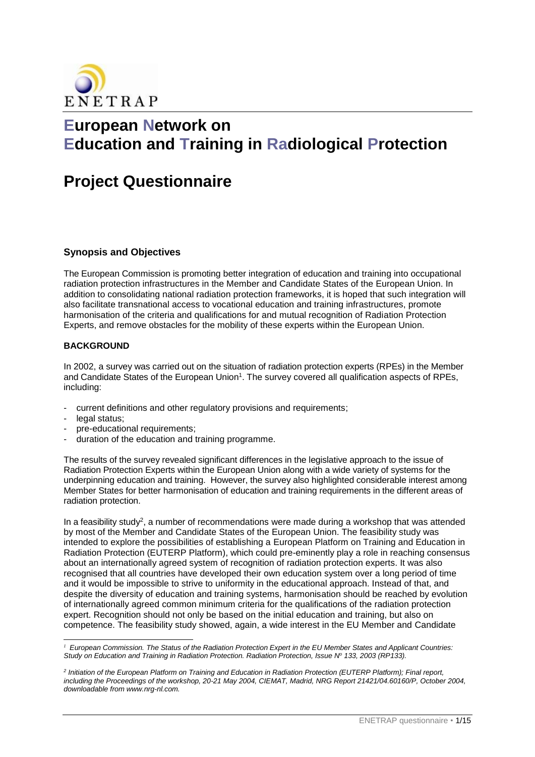ENETRAP

# European Network on Education and Training in Radiological Protection

# Project Questionnaire

### Synopsis and Objectives

The European Commission is promoting better integration of education and training into occupational radiation protection infrastructures in the Member and Candidate States of the European Union. In addition to consolidating national radiation protection frameworks, it is hoped that such integration will also facilitate transnational access to vocational education and training infrastructures, promote harmonisation of the criteria and qualifications for and mutual recognition of Radiation Protection Experts, and remove obstacles for the mobility of these experts within the European Union.

#### BACKGROUND

In 2002, a survey was carried out on the situation of radiation protection experts (RPEs) in the Member and Candidate States of the European Union[1]. The survey covered all qualification aspects of RPEs, including:

- current definitions and other regulatory provisions and requirements;
- legal status;
- pre-educational requirements;
- duration of the education and training programme.

The results of the survey revealed significant differences in the legislative approach to the issue of Radiation Protection Experts within the European Union along with a wide variety of systems for the underpinning education and training. However, the survey also highlighted considerable interest among Member States for better harmonisation of education and training requirements in the different areas of radiation protection.

In a feasibility study[2], a number of recommendations were made during a workshop that was attended by most of the Member and Candidate States of the European Union. The feasibility study was intended to explore the possibilities of establishing a European Platform on Training and Education in Radiation Protection (EUTERP Platform), which could pre-eminently play a role in reaching consensus about an internationally agreed system of recognition of radiation protection experts. It was also recognised that all countries have developed their own education system over a long period of time and it would be impossible to strive to uniformity in the educational approach. Instead of that, and despite the diversity of education and training systems, harmonisation should be reached by evolution of internationally agreed common minimum criteria for the qualifications of the radiation protection expert. Recognition should not only be based on the initial education and training, but also on competence. The feasibility study showed, again, a wide interest in the EU Member and Candidate

---

[1] *European Commission. The Status of the Radiation Protection Expert in the EU Member States and Applicant Countries: Study on Education and Training in Radiation Protection. Radiation Protection, Issue Nº 133, 2003 (RP133).*

[2] *Initiation of the European Platform on Training and Education in Radiation Protection (EUTERP Platform); Final report, including the Proceedings of the workshop, 20-21 May 2004, CIEMAT, Madrid, NRG Report 21421/04.60160/P, October 2004, downloadable from www.nrg-nl.com.*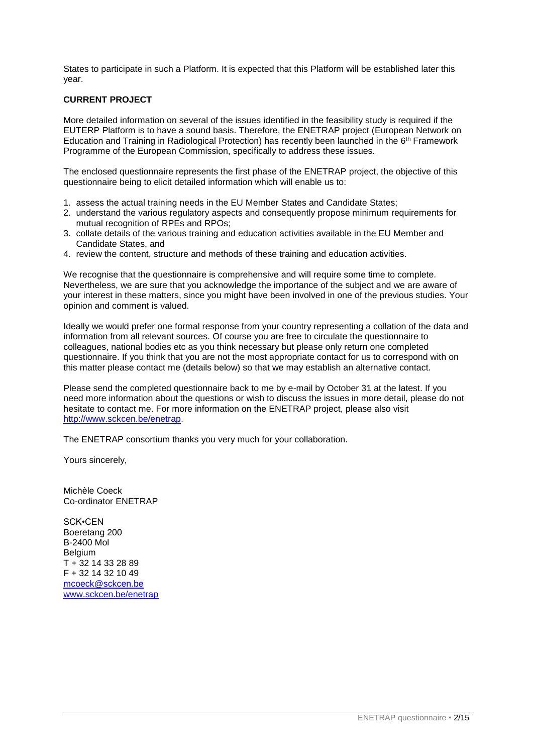States to participate in such a Platform. It is expected that this Platform will be established later this year.

**CURRENT PROJECT**

More detailed information on several of the issues identified in the feasibility study is required if the EUTERP Platform is to have a sound basis. Therefore, the ENETRAP project (European Network on Education and Training in Radiological Protection) has recently been launched in the 6th Framework Programme of the European Commission, specifically to address these issues.

The enclosed questionnaire represents the first phase of the ENETRAP project, the objective of this questionnaire being to elicit detailed information which will enable us to:

1. assess the actual training needs in the EU Member States and Candidate States;
2. understand the various regulatory aspects and consequently propose minimum requirements for mutual recognition of RPEs and RPOs;
3. collate details of the various training and education activities available in the EU Member and Candidate States, and
4. review the content, structure and methods of these training and education activities.

We recognise that the questionnaire is comprehensive and will require some time to complete. Nevertheless, we are sure that you acknowledge the importance of the subject and we are aware of your interest in these matters, since you might have been involved in one of the previous studies. Your opinion and comment is valued.

Ideally we would prefer one formal response from your country representing a collation of the data and information from all relevant sources. Of course you are free to circulate the questionnaire to colleagues, national bodies etc as you think necessary but please only return one completed questionnaire. If you think that you are not the most appropriate contact for us to correspond with on this matter please contact me (details below) so that we may establish an alternative contact.

Please send the completed questionnaire back to me by e-mail by October 31 at the latest. If you need more information about the questions or wish to discuss the issues in more detail, please do not hesitate to contact me. For more information on the ENETRAP project, please also visit http://www.sckcen.be/enetrap.

The ENETRAP consortium thanks you very much for your collaboration.

Yours sincerely,

Michèle Coeck
Co-ordinator ENETRAP

SCK•CEN
Boeretang 200
B-2400 Mol
Belgium
T + 32 14 33 28 89
F + 32 14 32 10 49
mcoeck@sckcen.be
www.sckcen.be/enetrap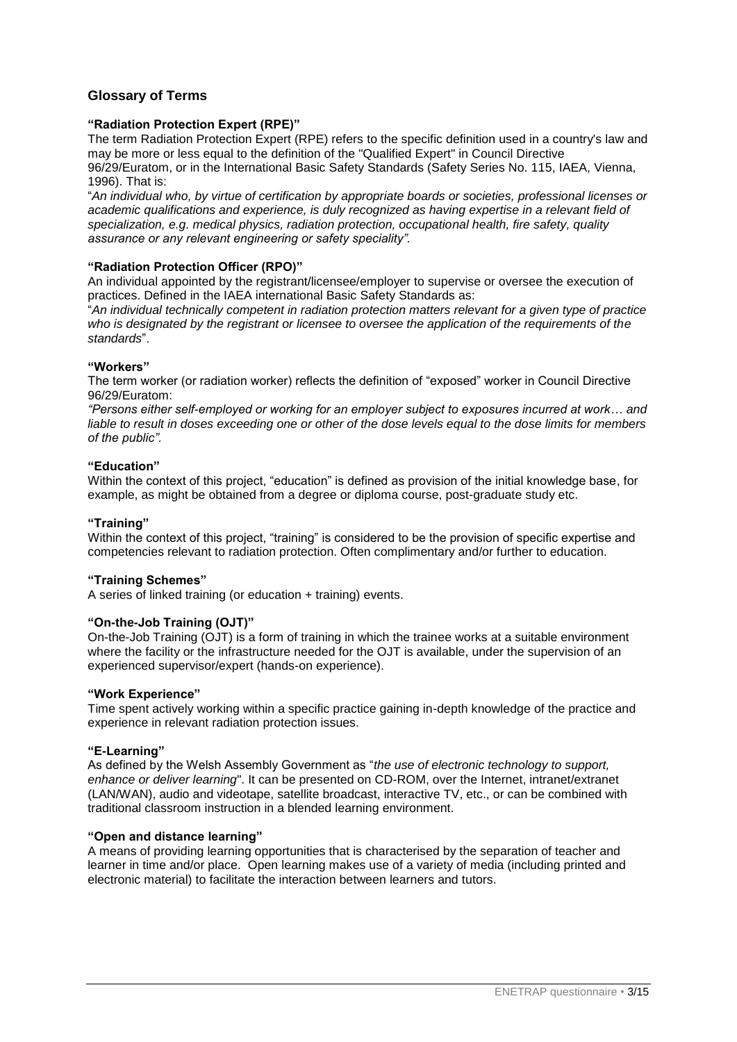## Glossary of Terms

**"Radiation Protection Expert (RPE)"**

The term Radiation Protection Expert (RPE) refers to the specific definition used in a country's law and may be more or less equal to the definition of the "Qualified Expert" in Council Directive 96/29/Euratom, or in the International Basic Safety Standards (Safety Series No. 115, IAEA, Vienna, 1996). That is:

"*An individual who, by virtue of certification by appropriate boards or societies, professional licenses or academic qualifications and experience, is duly recognized as having expertise in a relevant field of specialization, e.g. medical physics, radiation protection, occupational health, fire safety, quality assurance or any relevant engineering or safety speciality".*

**"Radiation Protection Officer (RPO)"**

An individual appointed by the registrant/licensee/employer to supervise or oversee the execution of practices. Defined in the IAEA international Basic Safety Standards as:

"*An individual technically competent in radiation protection matters relevant for a given type of practice who is designated by the registrant or licensee to oversee the application of the requirements of the standards*".

**"Workers"**

The term worker (or radiation worker) reflects the definition of "exposed" worker in Council Directive 96/29/Euratom:

*"Persons either self-employed or working for an employer subject to exposures incurred at work… and liable to result in doses exceeding one or other of the dose levels equal to the dose limits for members of the public".*

**"Education"**

Within the context of this project, "education" is defined as provision of the initial knowledge base, for example, as might be obtained from a degree or diploma course, post-graduate study etc.

**"Training"**

Within the context of this project, "training" is considered to be the provision of specific expertise and competencies relevant to radiation protection. Often complimentary and/or further to education.

**"Training Schemes"**

A series of linked training (or education + training) events.

**"On-the-Job Training (OJT)"**

On-the-Job Training (OJT) is a form of training in which the trainee works at a suitable environment where the facility or the infrastructure needed for the OJT is available, under the supervision of an experienced supervisor/expert (hands-on experience).

**"Work Experience"**

Time spent actively working within a specific practice gaining in-depth knowledge of the practice and experience in relevant radiation protection issues.

**"E-Learning"**

As defined by the Welsh Assembly Government as "*the use of electronic technology to support, enhance or deliver learning*". It can be presented on CD-ROM, over the Internet, intranet/extranet (LAN/WAN), audio and videotape, satellite broadcast, interactive TV, etc., or can be combined with traditional classroom instruction in a blended learning environment.

**"Open and distance learning"**

A means of providing learning opportunities that is characterised by the separation of teacher and learner in time and/or place. Open learning makes use of a variety of media (including printed and electronic material) to facilitate the interaction between learners and tutors.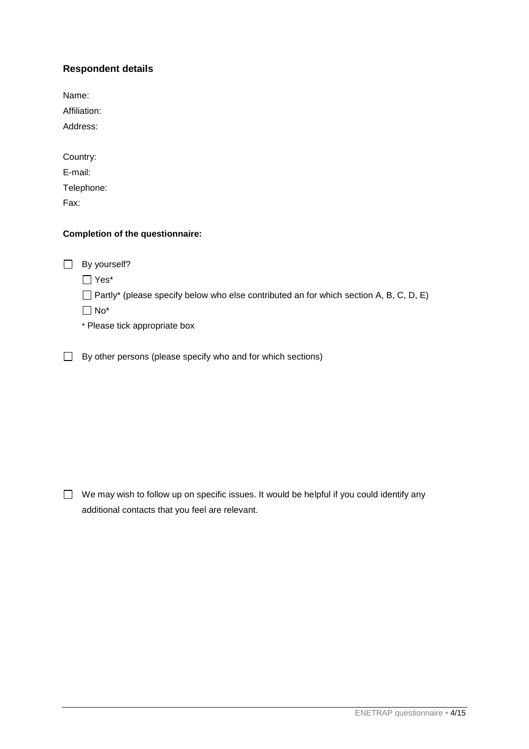### Respondent details

Name:

Affiliation:

Address:

Country:

E-mail:

Telephone:

Fax:

**Completion of the questionnaire:**

☐ By yourself?

- ☐ Yes*
- ☐ Partly* (please specify below who else contributed an for which section A, B, C, D, E)
- ☐ No*

\* Please tick appropriate box

☐ By other persons (please specify who and for which sections)

☐ We may wish to follow up on specific issues. It would be helpful if you could identify any additional contacts that you feel are relevant.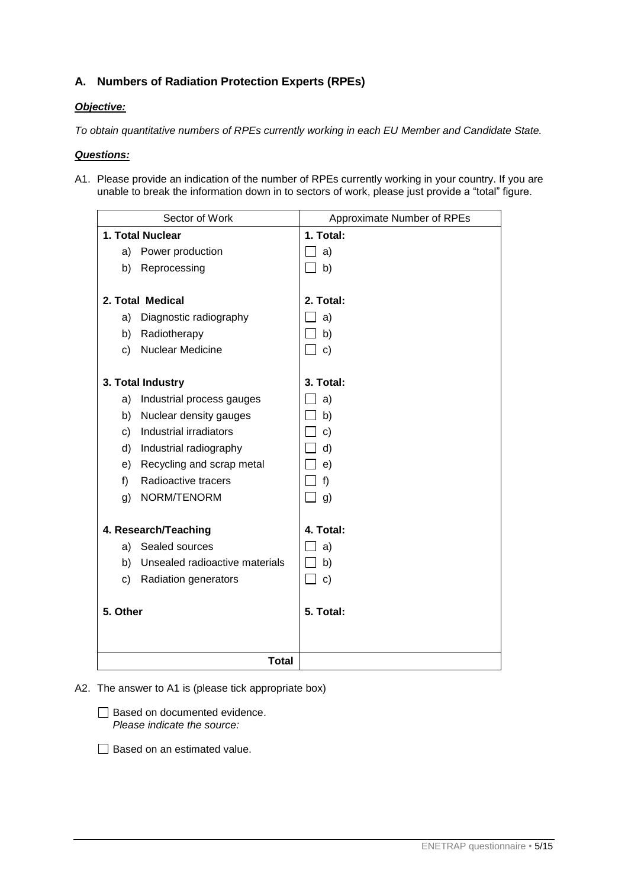## A. Numbers of Radiation Protection Experts (RPEs)

***Objective:***

*To obtain quantitative numbers of RPEs currently working in each EU Member and Candidate State.*

***Questions:***

A1. Please provide an indication of the number of RPEs currently working in your country. If you are unable to break the information down in to sectors of work, please just provide a "total" figure.

| Sector of Work | Approximate Number of RPEs |
|---|---|
| **1. Total Nuclear** | **1. Total:** |
| a) Power production | ☐ a) |
| b) Reprocessing | ☐ b) |
| **2. Total Medical** | **2. Total:** |
| a) Diagnostic radiography | ☐ a) |
| b) Radiotherapy | ☐ b) |
| c) Nuclear Medicine | ☐ c) |
| **3. Total Industry** | **3. Total:** |
| a) Industrial process gauges | ☐ a) |
| b) Nuclear density gauges | ☐ b) |
| c) Industrial irradiators | ☐ c) |
| d) Industrial radiography | ☐ d) |
| e) Recycling and scrap metal | ☐ e) |
| f) Radioactive tracers | ☐ f) |
| g) NORM/TENORM | ☐ g) |
| **4. Research/Teaching** | **4. Total:** |
| a) Sealed sources | ☐ a) |
| b) Unsealed radioactive materials | ☐ b) |
| c) Radiation generators | ☐ c) |
| **5. Other** | **5. Total:** |
| **Total** | |

A2. The answer to A1 is (please tick appropriate box)

☐ Based on documented evidence.
*Please indicate the source:*

☐ Based on an estimated value.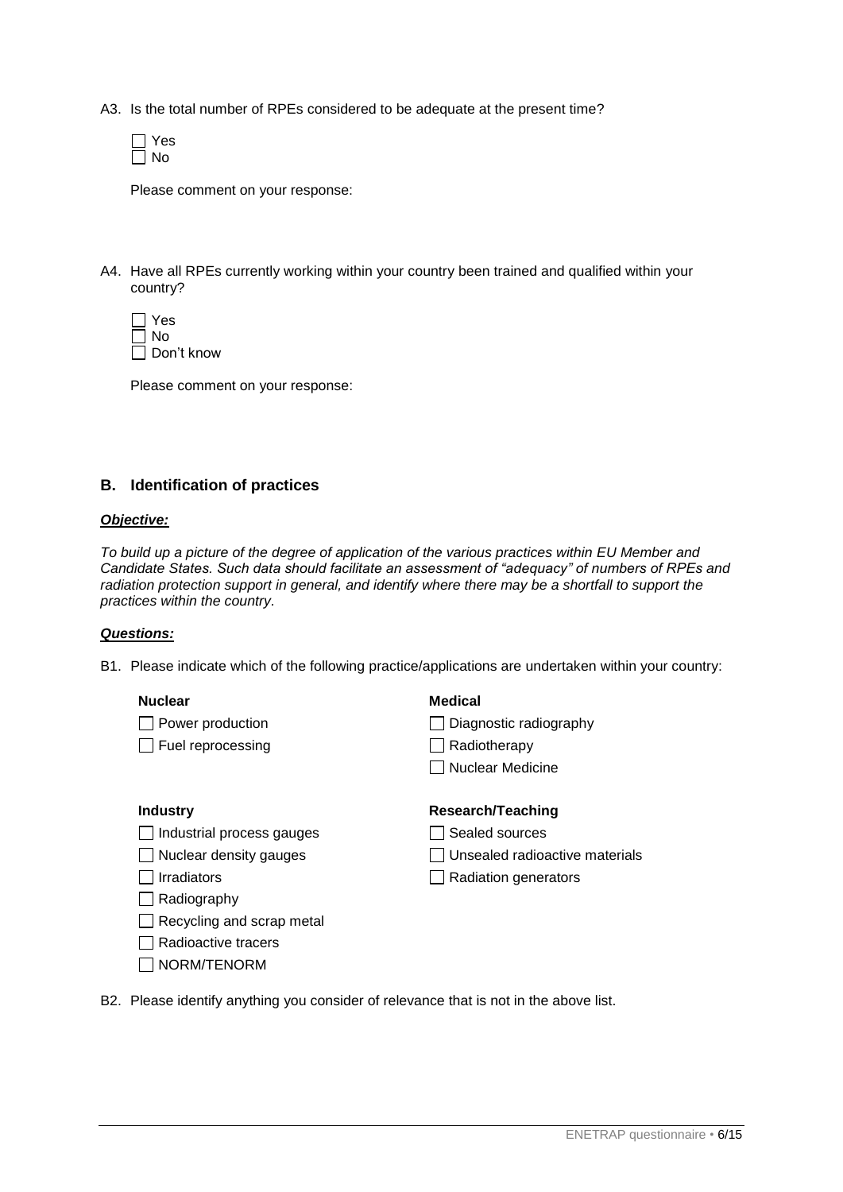A3. Is the total number of RPEs considered to be adequate at the present time?

- [ ] Yes
- [ ] No

Please comment on your response:

A4. Have all RPEs currently working within your country been trained and qualified within your country?

- [ ] Yes
- [ ] No
- [ ] Don't know

Please comment on your response:

## B. Identification of practices

***Objective:***

*To build up a picture of the degree of application of the various practices within EU Member and Candidate States. Such data should facilitate an assessment of "adequacy" of numbers of RPEs and radiation protection support in general, and identify where there may be a shortfall to support the practices within the country.*

***Questions:***

B1. Please indicate which of the following practice/applications are undertaken within your country:

**Nuclear**

- [ ] Power production
- [ ] Fuel reprocessing

**Medical**

- [ ] Diagnostic radiography
- [ ] Radiotherapy
- [ ] Nuclear Medicine

**Industry**

- [ ] Industrial process gauges
- [ ] Nuclear density gauges
- [ ] Irradiators
- [ ] Radiography
- [ ] Recycling and scrap metal
- [ ] Radioactive tracers
- [ ] NORM/TENORM

**Research/Teaching**

- [ ] Sealed sources
- [ ] Unsealed radioactive materials
- [ ] Radiation generators

B2. Please identify anything you consider of relevance that is not in the above list.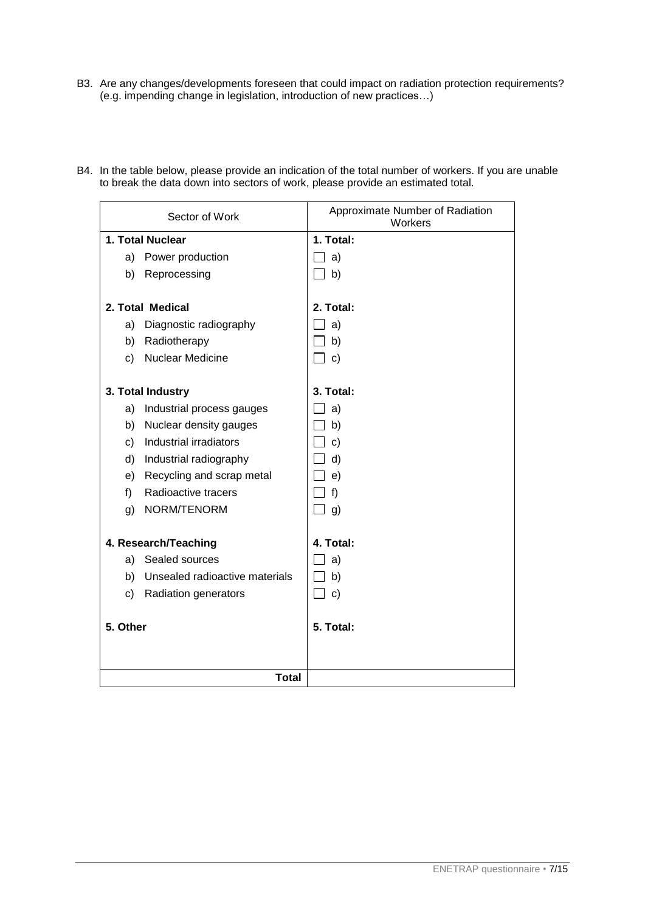B3. Are any changes/developments foreseen that could impact on radiation protection requirements? (e.g. impending change in legislation, introduction of new practices…)

B4. In the table below, please provide an indication of the total number of workers. If you are unable to break the data down into sectors of work, please provide an estimated total.

| Sector of Work | Approximate Number of Radiation Workers |
|---|---|
| **1. Total Nuclear** | **1. Total:** |
| a) Power production | ☐ a) |
| b) Reprocessing | ☐ b) |
| **2. Total Medical** | **2. Total:** |
| a) Diagnostic radiography | ☐ a) |
| b) Radiotherapy | ☐ b) |
| c) Nuclear Medicine | ☐ c) |
| **3. Total Industry** | **3. Total:** |
| a) Industrial process gauges | ☐ a) |
| b) Nuclear density gauges | ☐ b) |
| c) Industrial irradiators | ☐ c) |
| d) Industrial radiography | ☐ d) |
| e) Recycling and scrap metal | ☐ e) |
| f) Radioactive tracers | ☐ f) |
| g) NORM/TENORM | ☐ g) |
| **4. Research/Teaching** | **4. Total:** |
| a) Sealed sources | ☐ a) |
| b) Unsealed radioactive materials | ☐ b) |
| c) Radiation generators | ☐ c) |
| **5. Other** | **5. Total:** |
| **Total** | |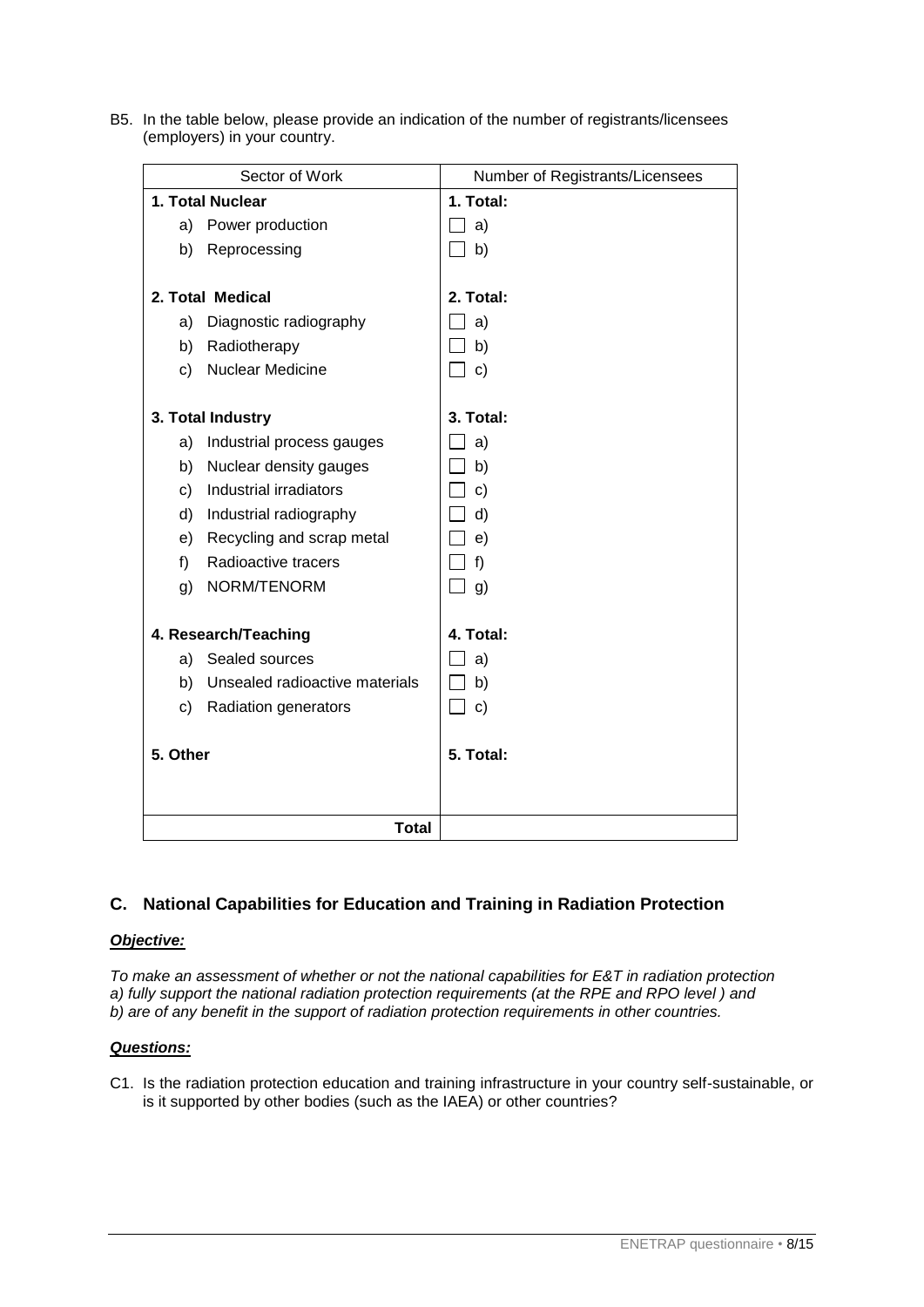B5. In the table below, please provide an indication of the number of registrants/licensees (employers) in your country.

| Sector of Work | Number of Registrants/Licensees |
| --- | --- |
| **1. Total Nuclear** | **1. Total:** |
| a) Power production | ☐ a) |
| b) Reprocessing | ☐ b) |
| | |
| **2. Total Medical** | **2. Total:** |
| a) Diagnostic radiography | ☐ a) |
| b) Radiotherapy | ☐ b) |
| c) Nuclear Medicine | ☐ c) |
| | |
| **3. Total Industry** | **3. Total:** |
| a) Industrial process gauges | ☐ a) |
| b) Nuclear density gauges | ☐ b) |
| c) Industrial irradiators | ☐ c) |
| d) Industrial radiography | ☐ d) |
| e) Recycling and scrap metal | ☐ e) |
| f) Radioactive tracers | ☐ f) |
| g) NORM/TENORM | ☐ g) |
| | |
| **4. Research/Teaching** | **4. Total:** |
| a) Sealed sources | ☐ a) |
| b) Unsealed radioactive materials | ☐ b) |
| c) Radiation generators | ☐ c) |
| | |
| **5. Other** | **5. Total:** |
| **Total** | |

## C. National Capabilities for Education and Training in Radiation Protection

***Objective:***

*To make an assessment of whether or not the national capabilities for E&T in radiation protection*
*a) fully support the national radiation protection requirements (at the RPE and RPO level ) and*
*b) are of any benefit in the support of radiation protection requirements in other countries.*

***Questions:***

C1. Is the radiation protection education and training infrastructure in your country self-sustainable, or is it supported by other bodies (such as the IAEA) or other countries?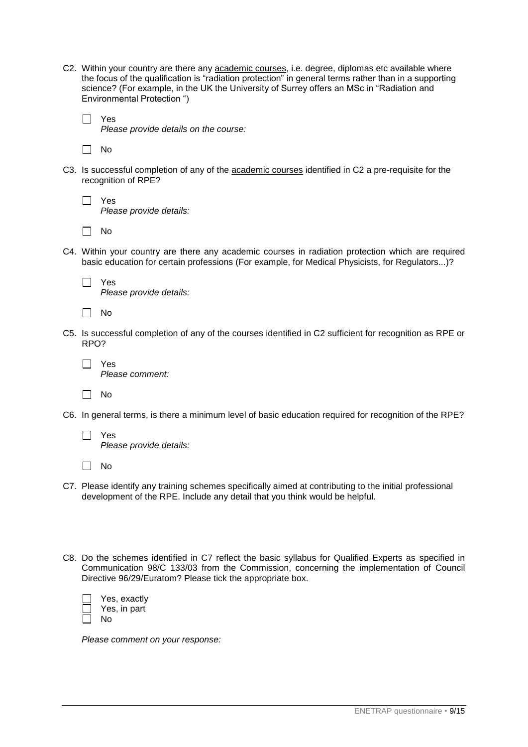C2. Within your country are there any academic courses, i.e. degree, diplomas etc available where the focus of the qualification is "radiation protection" in general terms rather than in a supporting science? (For example, in the UK the University of Surrey offers an MSc in "Radiation and Environmental Protection ")

☐ Yes
*Please provide details on the course:*

☐ No

C3. Is successful completion of any of the academic courses identified in C2 a pre-requisite for the recognition of RPE?

☐ Yes
*Please provide details:*

☐ No

C4. Within your country are there any academic courses in radiation protection which are required basic education for certain professions (For example, for Medical Physicists, for Regulators...)?

☐ Yes
*Please provide details:*

☐ No

C5. Is successful completion of any of the courses identified in C2 sufficient for recognition as RPE or RPO?

☐ Yes
*Please comment:*

☐ No

C6. In general terms, is there a minimum level of basic education required for recognition of the RPE?

☐ Yes
*Please provide details:*

☐ No

C7. Please identify any training schemes specifically aimed at contributing to the initial professional development of the RPE. Include any detail that you think would be helpful.

C8. Do the schemes identified in C7 reflect the basic syllabus for Qualified Experts as specified in Communication 98/C 133/03 from the Commission, concerning the implementation of Council Directive 96/29/Euratom? Please tick the appropriate box.

☐ Yes, exactly
☐ Yes, in part
☐ No

*Please comment on your response:*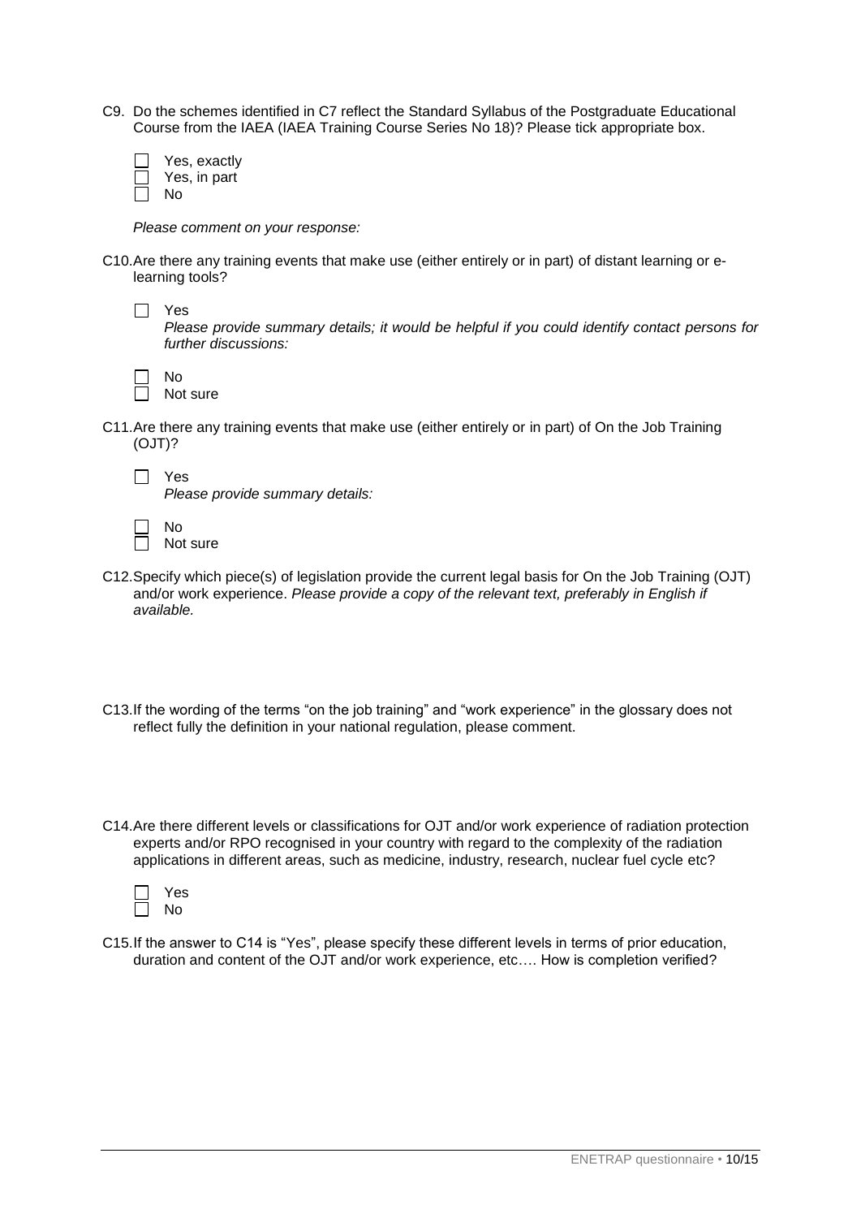C9. Do the schemes identified in C7 reflect the Standard Syllabus of the Postgraduate Educational Course from the IAEA (IAEA Training Course Series No 18)? Please tick appropriate box.

- ☐ Yes, exactly
- ☐ Yes, in part
- ☐ No

*Please comment on your response:*

C10. Are there any training events that make use (either entirely or in part) of distant learning or e-learning tools?

- ☐ Yes

  *Please provide summary details; it would be helpful if you could identify contact persons for further discussions:*

- ☐ No
- ☐ Not sure

C11. Are there any training events that make use (either entirely or in part) of On the Job Training (OJT)?

- ☐ Yes

  *Please provide summary details:*

- ☐ No
- ☐ Not sure

C12. Specify which piece(s) of legislation provide the current legal basis for On the Job Training (OJT) and/or work experience. *Please provide a copy of the relevant text, preferably in English if available.*

C13. If the wording of the terms "on the job training" and "work experience" in the glossary does not reflect fully the definition in your national regulation, please comment.

C14. Are there different levels or classifications for OJT and/or work experience of radiation protection experts and/or RPO recognised in your country with regard to the complexity of the radiation applications in different areas, such as medicine, industry, research, nuclear fuel cycle etc?

- ☐ Yes
- ☐ No

C15. If the answer to C14 is "Yes", please specify these different levels in terms of prior education, duration and content of the OJT and/or work experience, etc…. How is completion verified?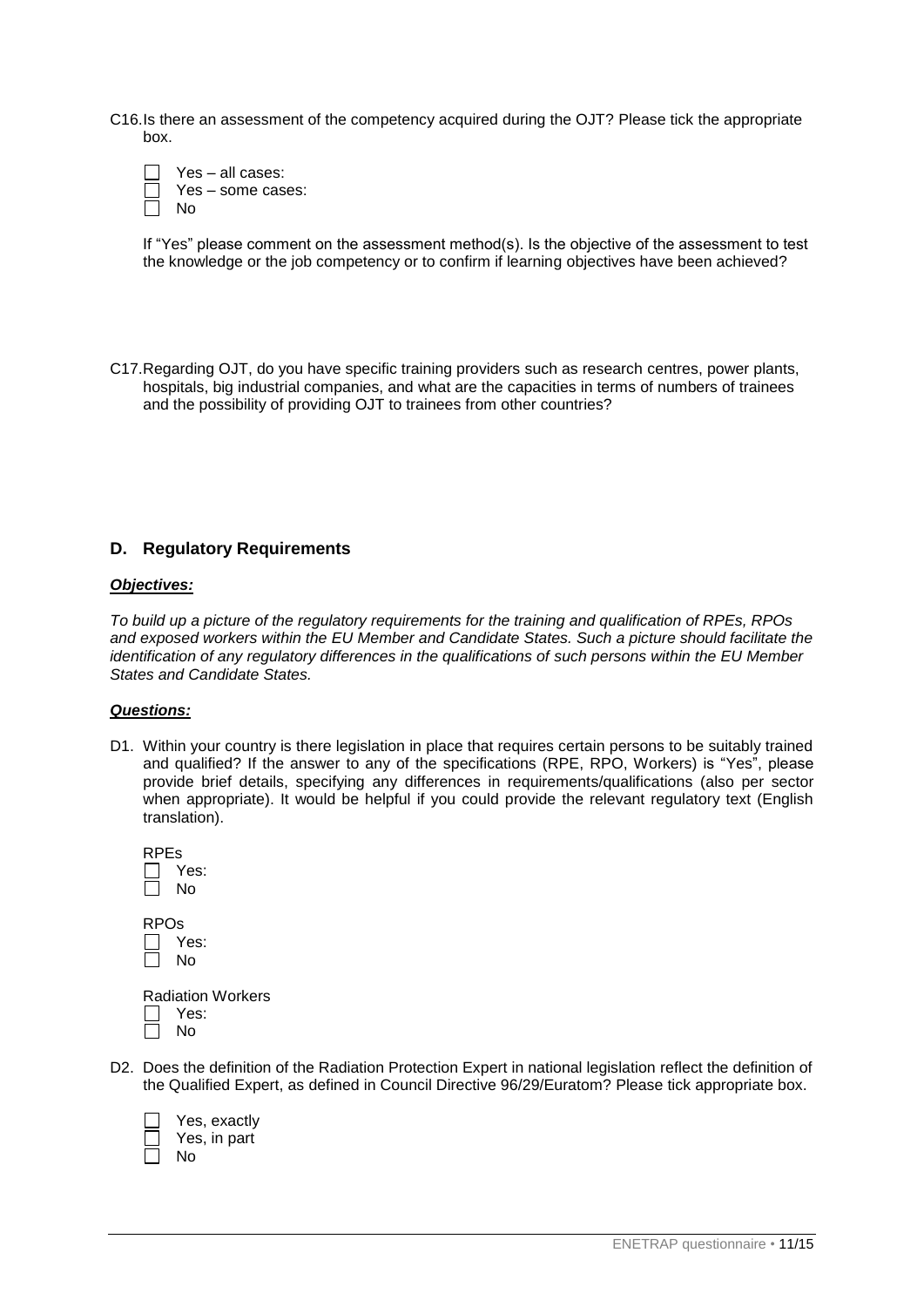C16. Is there an assessment of the competency acquired during the OJT? Please tick the appropriate box.

- ☐ Yes – all cases:
- ☐ Yes – some cases:
- ☐ No

If "Yes" please comment on the assessment method(s). Is the objective of the assessment to test the knowledge or the job competency or to confirm if learning objectives have been achieved?

C17. Regarding OJT, do you have specific training providers such as research centres, power plants, hospitals, big industrial companies, and what are the capacities in terms of numbers of trainees and the possibility of providing OJT to trainees from other countries?

## D. Regulatory Requirements

***Objectives:***

*To build up a picture of the regulatory requirements for the training and qualification of RPEs, RPOs and exposed workers within the EU Member and Candidate States. Such a picture should facilitate the identification of any regulatory differences in the qualifications of such persons within the EU Member States and Candidate States.*

***Questions:***

D1. Within your country is there legislation in place that requires certain persons to be suitably trained and qualified? If the answer to any of the specifications (RPE, RPO, Workers) is "Yes", please provide brief details, specifying any differences in requirements/qualifications (also per sector when appropriate). It would be helpful if you could provide the relevant regulatory text (English translation).

RPEs

- ☐ Yes:
- ☐ No

RPOs

- ☐ Yes:
- ☐ No

Radiation Workers

- ☐ Yes:
- ☐ No

D2. Does the definition of the Radiation Protection Expert in national legislation reflect the definition of the Qualified Expert, as defined in Council Directive 96/29/Euratom? Please tick appropriate box.

- ☐ Yes, exactly
- ☐ Yes, in part
- ☐ No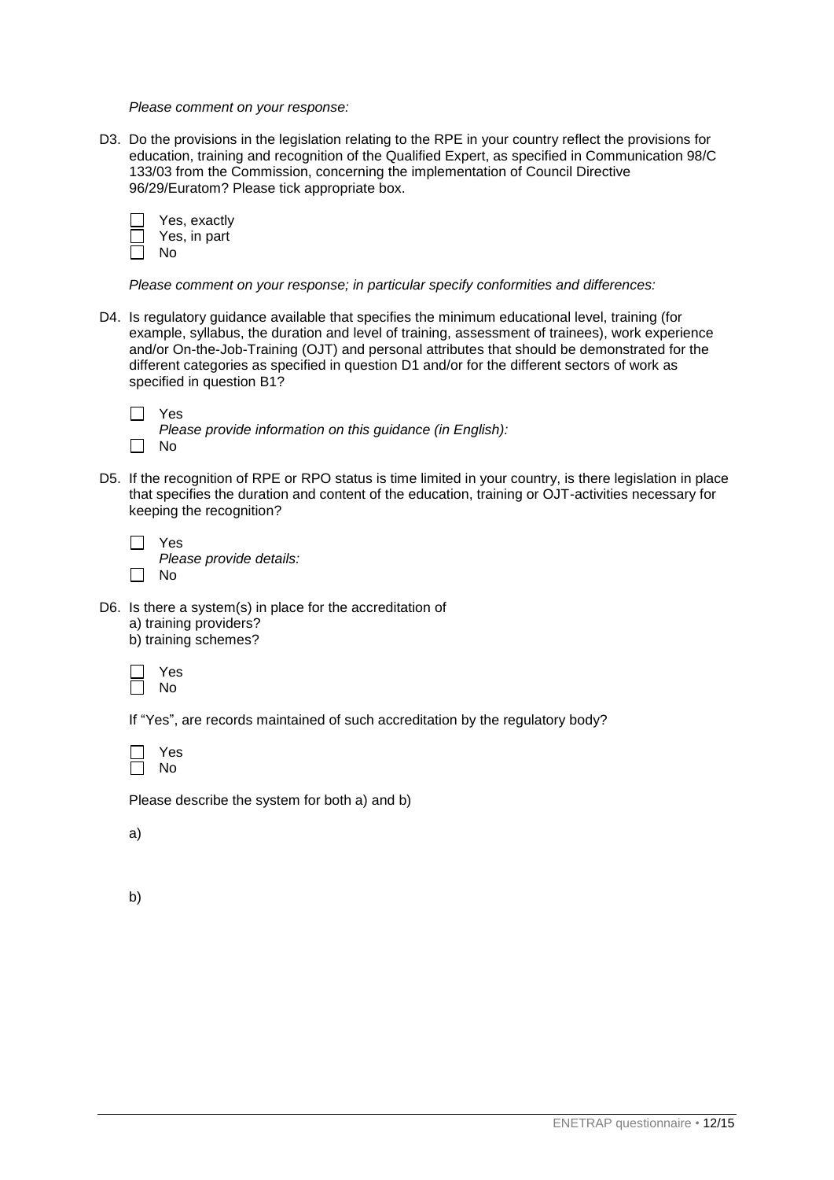*Please comment on your response:*

D3. Do the provisions in the legislation relating to the RPE in your country reflect the provisions for education, training and recognition of the Qualified Expert, as specified in Communication 98/C 133/03 from the Commission, concerning the implementation of Council Directive 96/29/Euratom? Please tick appropriate box.

- ☐ Yes, exactly
- ☐ Yes, in part
- ☐ No

*Please comment on your response; in particular specify conformities and differences:*

D4. Is regulatory guidance available that specifies the minimum educational level, training (for example, syllabus, the duration and level of training, assessment of trainees), work experience and/or On-the-Job-Training (OJT) and personal attributes that should be demonstrated for the different categories as specified in question D1 and/or for the different sectors of work as specified in question B1?

- ☐ Yes
  *Please provide information on this guidance (in English):*
- ☐ No

D5. If the recognition of RPE or RPO status is time limited in your country, is there legislation in place that specifies the duration and content of the education, training or OJT-activities necessary for keeping the recognition?

- ☐ Yes
  *Please provide details:*
- ☐ No

D6. Is there a system(s) in place for the accreditation of
a) training providers?
b) training schemes?

- ☐ Yes
- ☐ No

If "Yes", are records maintained of such accreditation by the regulatory body?

- ☐ Yes
- ☐ No

Please describe the system for both a) and b)

a)

b)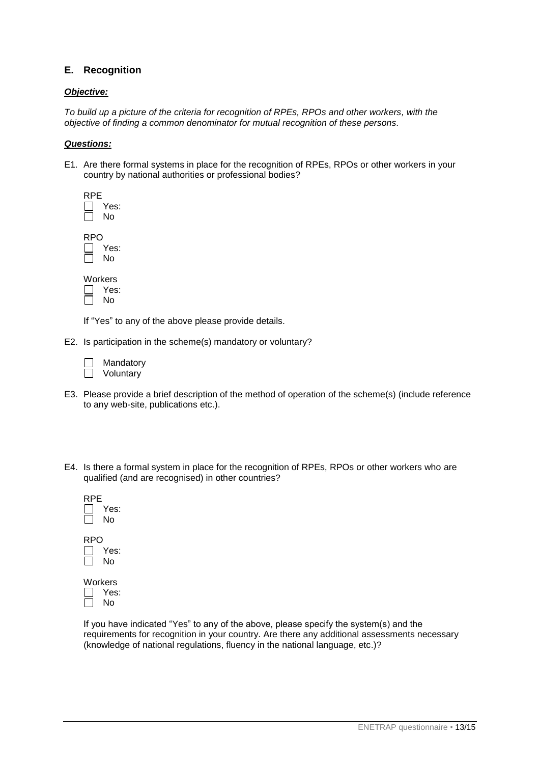## E. Recognition

***Objective:***

*To build up a picture of the criteria for recognition of RPEs, RPOs and other workers, with the objective of finding a common denominator for mutual recognition of these persons.*

***Questions:***

E1. Are there formal systems in place for the recognition of RPEs, RPOs or other workers in your country by national authorities or professional bodies?

RPE
- ☐ Yes:
- ☐ No

RPO
- ☐ Yes:
- ☐ No

Workers
- ☐ Yes:
- ☐ No

If "Yes" to any of the above please provide details.

E2. Is participation in the scheme(s) mandatory or voluntary?

- ☐ Mandatory
- ☐ Voluntary

E3. Please provide a brief description of the method of operation of the scheme(s) (include reference to any web-site, publications etc.).

E4. Is there a formal system in place for the recognition of RPEs, RPOs or other workers who are qualified (and are recognised) in other countries?

RPE
- ☐ Yes:
- ☐ No

RPO
- ☐ Yes:
- ☐ No

Workers
- ☐ Yes:
- ☐ No

If you have indicated "Yes" to any of the above, please specify the system(s) and the requirements for recognition in your country. Are there any additional assessments necessary (knowledge of national regulations, fluency in the national language, etc.)?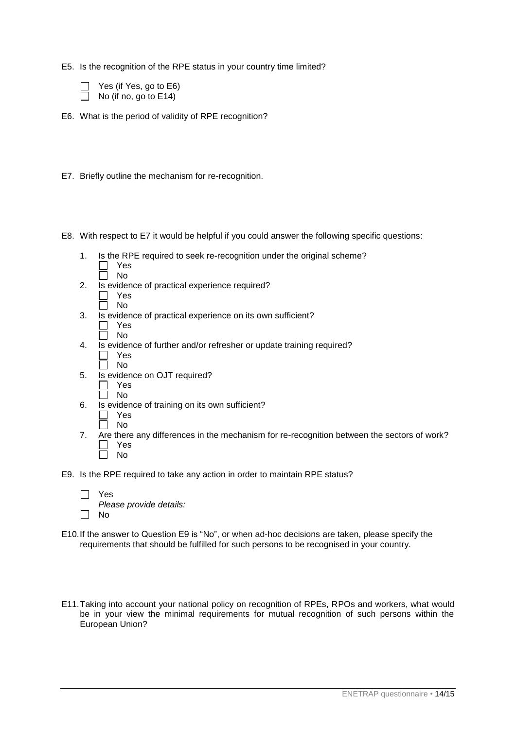E5. Is the recognition of the RPE status in your country time limited?

- ☐ Yes (if Yes, go to E6)
- ☐ No (if no, go to E14)

E6. What is the period of validity of RPE recognition?

E7. Briefly outline the mechanism for re-recognition.

E8. With respect to E7 it would be helpful if you could answer the following specific questions:

1. Is the RPE required to seek re-recognition under the original scheme?
   - ☐ Yes
   - ☐ No
2. Is evidence of practical experience required?
   - ☐ Yes
   - ☐ No
3. Is evidence of practical experience on its own sufficient?
   - ☐ Yes
   - ☐ No
4. Is evidence of further and/or refresher or update training required?
   - ☐ Yes
   - ☐ No
5. Is evidence on OJT required?
   - ☐ Yes
   - ☐ No
6. Is evidence of training on its own sufficient?
   - ☐ Yes
   - ☐ No
7. Are there any differences in the mechanism for re-recognition between the sectors of work?
   - ☐ Yes
   - ☐ No

E9. Is the RPE required to take any action in order to maintain RPE status?

- ☐ Yes
  *Please provide details:*
- ☐ No

E10. If the answer to Question E9 is "No", or when ad-hoc decisions are taken, please specify the requirements that should be fulfilled for such persons to be recognised in your country.

E11. Taking into account your national policy on recognition of RPEs, RPOs and workers, what would be in your view the minimal requirements for mutual recognition of such persons within the European Union?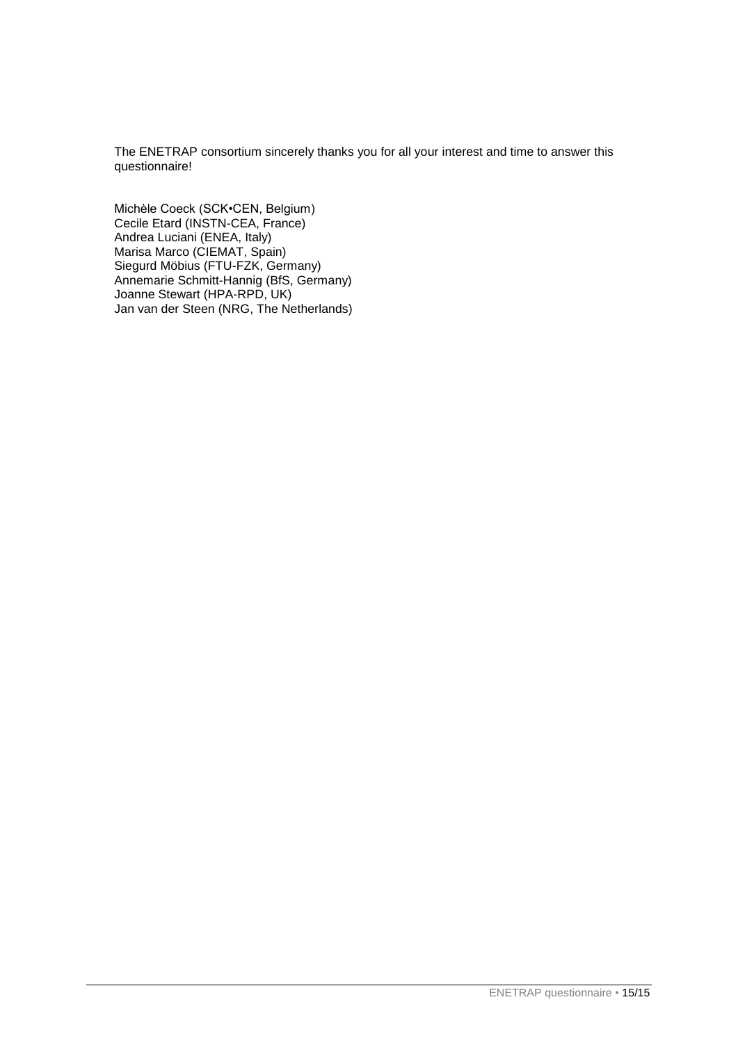The ENETRAP consortium sincerely thanks you for all your interest and time to answer this questionnaire!

Michèle Coeck (SCK•CEN, Belgium)
Cecile Etard (INSTN-CEA, France)
Andrea Luciani (ENEA, Italy)
Marisa Marco (CIEMAT, Spain)
Siegurd Möbius (FTU-FZK, Germany)
Annemarie Schmitt-Hannig (BfS, Germany)
Joanne Stewart (HPA-RPD, UK)
Jan van der Steen (NRG, The Netherlands)